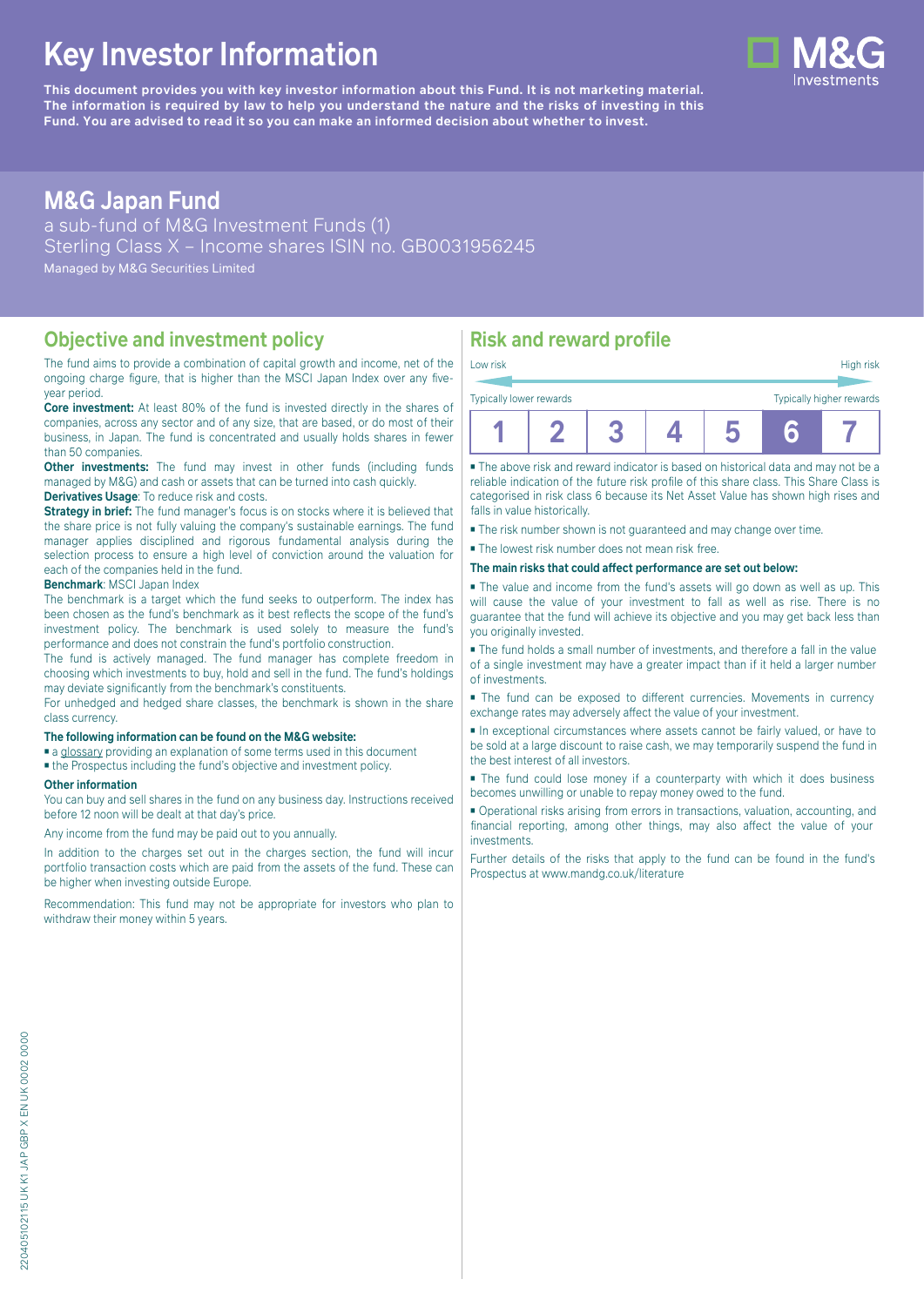# Key Investor Information

**This document provides you with key investor information about this Fund. It is not marketing material. The information is required by law to help you understand the nature and the risks of investing in this Fund. You are advised to read it so you can make an informed decision about whether to invest.**

## M&G Japan Fund

a sub-fund of M&G Investment Funds (1)
Sterling Class X – Income shares ISIN no. GB0031956245
Managed by M&G Securities Limited

## Objective and investment policy

The fund aims to provide a combination of capital growth and income, net of the ongoing charge figure, that is higher than the MSCI Japan Index over any five-year period.

**Core investment:** At least 80% of the fund is invested directly in the shares of companies, across any sector and of any size, that are based, or do most of their business, in Japan. The fund is concentrated and usually holds shares in fewer than 50 companies.

**Other investments:** The fund may invest in other funds (including funds managed by M&G) and cash or assets that can be turned into cash quickly.

**Derivatives Usage**: To reduce risk and costs.

**Strategy in brief:** The fund manager's focus is on stocks where it is believed that the share price is not fully valuing the company's sustainable earnings. The fund manager applies disciplined and rigorous fundamental analysis during the selection process to ensure a high level of conviction around the valuation for each of the companies held in the fund.

**Benchmark**: MSCI Japan Index

The benchmark is a target which the fund seeks to outperform. The index has been chosen as the fund's benchmark as it best reflects the scope of the fund's investment policy. The benchmark is used solely to measure the fund's performance and does not constrain the fund's portfolio construction.

The fund is actively managed. The fund manager has complete freedom in choosing which investments to buy, hold and sell in the fund. The fund's holdings may deviate significantly from the benchmark's constituents.

For unhedged and hedged share classes, the benchmark is shown in the share class currency.

**The following information can be found on the M&G website:**

- a glossary providing an explanation of some terms used in this document
- the Prospectus including the fund's objective and investment policy.

**Other information**

You can buy and sell shares in the fund on any business day. Instructions received before 12 noon will be dealt at that day's price.

Any income from the fund may be paid out to you annually.

In addition to the charges set out in the charges section, the fund will incur portfolio transaction costs which are paid from the assets of the fund. These can be higher when investing outside Europe.

Recommendation: This fund may not be appropriate for investors who plan to withdraw their money within 5 years.

## Risk and reward profile

Low risk — High risk

Typically lower rewards — Typically higher rewards

| 1 | 2 | 3 | 4 | 5 | **6** | 7 |
|---|---|---|---|---|---|---|

- The above risk and reward indicator is based on historical data and may not be a reliable indication of the future risk profile of this share class. This Share Class is categorised in risk class 6 because its Net Asset Value has shown high rises and falls in value historically.
- The risk number shown is not guaranteed and may change over time.
- The lowest risk number does not mean risk free.

**The main risks that could affect performance are set out below:**

- The value and income from the fund's assets will go down as well as up. This will cause the value of your investment to fall as well as rise. There is no guarantee that the fund will achieve its objective and you may get back less than you originally invested.
- The fund holds a small number of investments, and therefore a fall in the value of a single investment may have a greater impact than if it held a larger number of investments.
- The fund can be exposed to different currencies. Movements in currency exchange rates may adversely affect the value of your investment.
- In exceptional circumstances where assets cannot be fairly valued, or have to be sold at a large discount to raise cash, we may temporarily suspend the fund in the best interest of all investors.
- The fund could lose money if a counterparty with which it does business becomes unwilling or unable to repay money owed to the fund.
- Operational risks arising from errors in transactions, valuation, accounting, and financial reporting, among other things, may also affect the value of your investments.

Further details of the risks that apply to the fund can be found in the fund's Prospectus at www.mandg.co.uk/literature

220405102115 UK K1 JAP GBP X EN UK 0002 0000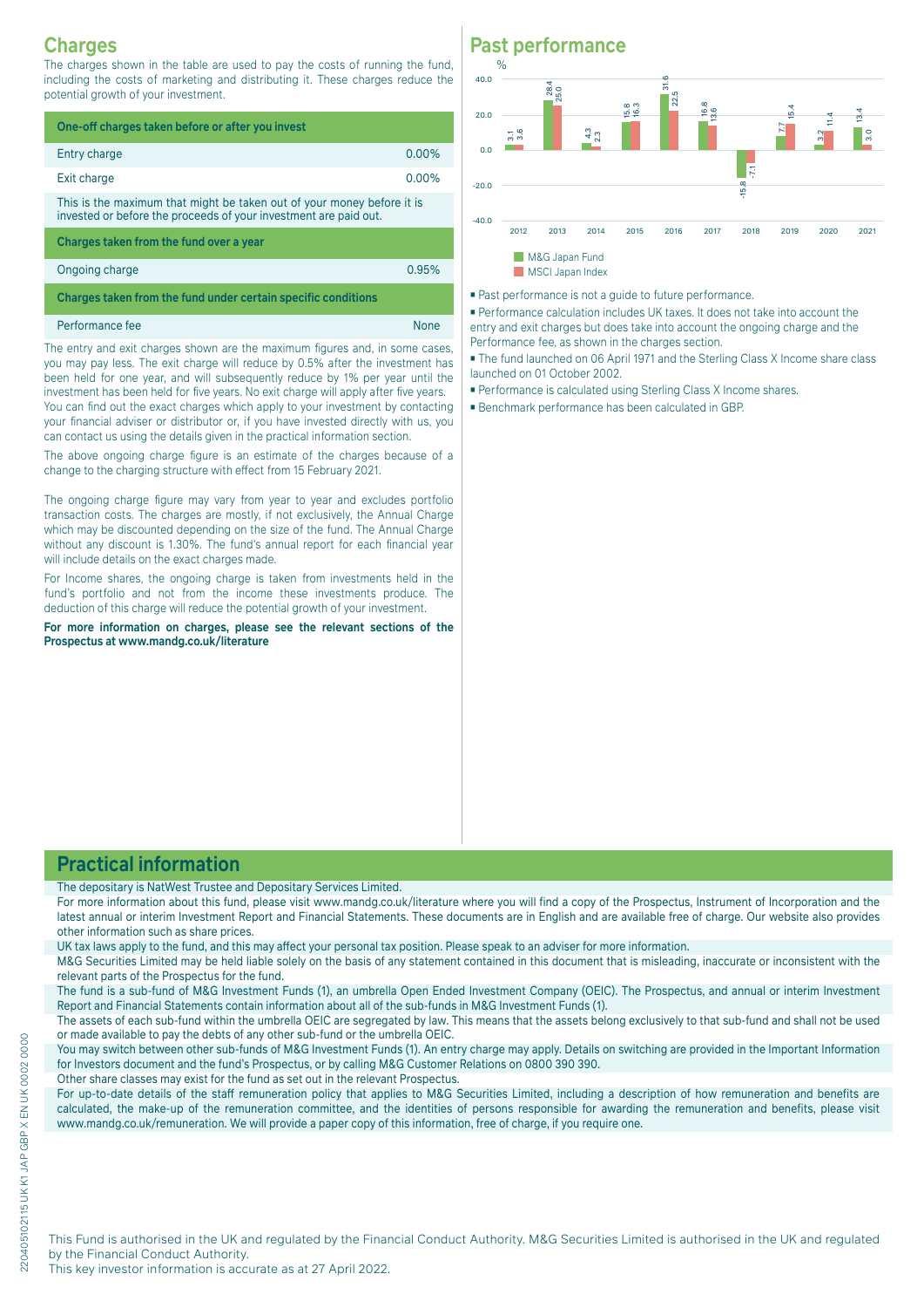## Charges

The charges shown in the table are used to pay the costs of running the fund, including the costs of marketing and distributing it. These charges reduce the potential growth of your investment.

| One-off charges taken before or after you invest | |
|---|---|
| Entry charge | 0.00% |
| Exit charge | 0.00% |
| This is the maximum that might be taken out of your money before it is invested or before the proceeds of your investment are paid out. | |
| **Charges taken from the fund over a year** | |
| Ongoing charge | 0.95% |
| **Charges taken from the fund under certain specific conditions** | |
| Performance fee | None |

The entry and exit charges shown are the maximum figures and, in some cases, you may pay less. The exit charge will reduce by 0.5% after the investment has been held for one year, and will subsequently reduce by 1% per year until the investment has been held for five years. No exit charge will apply after five years. You can find out the exact charges which apply to your investment by contacting your financial adviser or distributor or, if you have invested directly with us, you can contact us using the details given in the practical information section.

The above ongoing charge figure is an estimate of the charges because of a change to the charging structure with effect from 15 February 2021.

The ongoing charge figure may vary from year to year and excludes portfolio transaction costs. The charges are mostly, if not exclusively, the Annual Charge which may be discounted depending on the size of the fund. The Annual Charge without any discount is 1.30%. The fund's annual report for each financial year will include details on the exact charges made.

For Income shares, the ongoing charge is taken from investments held in the fund's portfolio and not from the income these investments produce. The deduction of this charge will reduce the potential growth of your investment.

**For more information on charges, please see the relevant sections of the Prospectus at www.mandg.co.uk/literature**

## Past performance

%

40.0
20.0
0.0
-20.0
-40.0

2012: 3.1, 3.6
2013: 28.4, 25.0
2014: 4.3, 2.3
2015: 15.8, 16.3
2016: 31.6, 22.5
2017: 16.8, 13.6
2018: -15.8, -7.1
2019: 7.7, 15.4
2020: 3.2, 11.4
2021: 13.4, 3.0

M&G Japan Fund
MSCI Japan Index

- Past performance is not a guide to future performance.
- Performance calculation includes UK taxes. It does not take into account the entry and exit charges but does take into account the ongoing charge and the Performance fee, as shown in the charges section.
- The fund launched on 06 April 1971 and the Sterling Class X Income share class launched on 01 October 2002.
- Performance is calculated using Sterling Class X Income shares.
- Benchmark performance has been calculated in GBP.

## Practical information

The depositary is NatWest Trustee and Depositary Services Limited.

For more information about this fund, please visit www.mandg.co.uk/literature where you will find a copy of the Prospectus, Instrument of Incorporation and the latest annual or interim Investment Report and Financial Statements. These documents are in English and are available free of charge. Our website also provides other information such as share prices.

UK tax laws apply to the fund, and this may affect your personal tax position. Please speak to an adviser for more information.

M&G Securities Limited may be held liable solely on the basis of any statement contained in this document that is misleading, inaccurate or inconsistent with the relevant parts of the Prospectus for the fund.

The fund is a sub-fund of M&G Investment Funds (1), an umbrella Open Ended Investment Company (OEIC). The Prospectus, and annual or interim Investment Report and Financial Statements contain information about all of the sub-funds in M&G Investment Funds (1).

The assets of each sub-fund within the umbrella OEIC are segregated by law. This means that the assets belong exclusively to that sub-fund and shall not be used or made available to pay the debts of any other sub-fund or the umbrella OEIC.

You may switch between other sub-funds of M&G Investment Funds (1). An entry charge may apply. Details on switching are provided in the Important Information for Investors document and the fund's Prospectus, or by calling M&G Customer Relations on 0800 390 390.

Other share classes may exist for the fund as set out in the relevant Prospectus.

For up-to-date details of the staff remuneration policy that applies to M&G Securities Limited, including a description of how remuneration and benefits are calculated, the make-up of the remuneration committee, and the identities of persons responsible for awarding the remuneration and benefits, please visit www.mandg.co.uk/remuneration. We will provide a paper copy of this information, free of charge, if you require one.

220405102115 UK K1 JAP GBP X EN UK 0002 0000

This Fund is authorised in the UK and regulated by the Financial Conduct Authority. M&G Securities Limited is authorised in the UK and regulated by the Financial Conduct Authority.
This key investor information is accurate as at 27 April 2022.